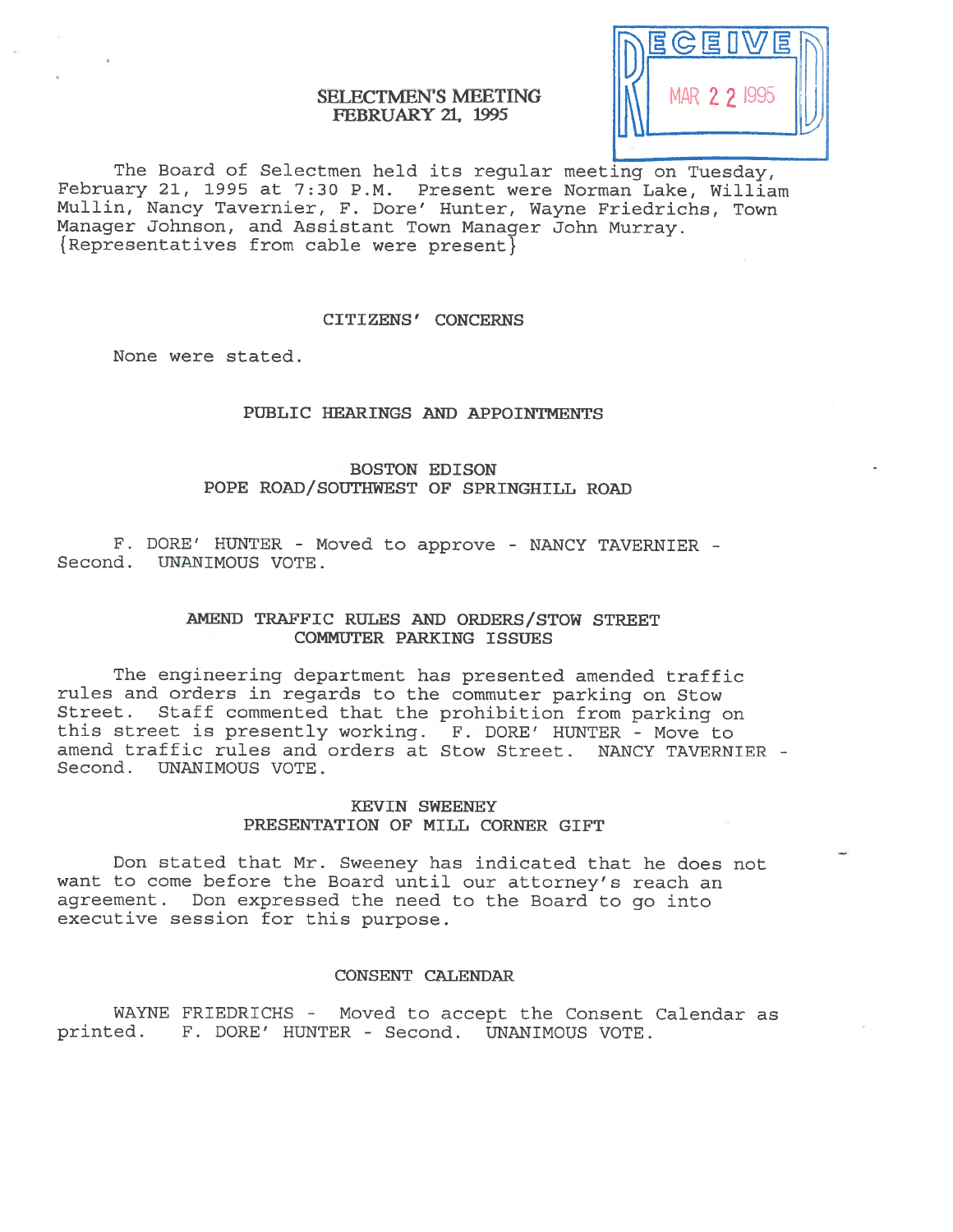# SELECTMEN'S MEETING
## FEBRUARY 21, 1995

RECEIVED MAR 22 1995

The Board of Selectmen held its regular meeting on Tuesday, February 21, 1995 at 7:30 P.M. Present were Norman Lake, William Mullin, Nancy Tavernier, F. Dore' Hunter, Wayne Friedrichs, Town Manager Johnson, and Assistant Town Manager John Murray. {Representatives from cable were present}

### CITIZENS' CONCERNS

None were stated.

### PUBLIC HEARINGS AND APPOINTMENTS

### BOSTON EDISON
### POPE ROAD/SOUTHWEST OF SPRINGHILL ROAD

F. DORE' HUNTER - Moved to approve - NANCY TAVERNIER - Second. UNANIMOUS VOTE.

### AMEND TRAFFIC RULES AND ORDERS/STOW STREET COMMUTER PARKING ISSUES

The engineering department has presented amended traffic rules and orders in regards to the commuter parking on Stow Street. Staff commented that the prohibition from parking on this street is presently working. F. DORE' HUNTER - Move to amend traffic rules and orders at Stow Street. NANCY TAVERNIER - Second. UNANIMOUS VOTE.

### KEVIN SWEENEY
### PRESENTATION OF MILL CORNER GIFT

Don stated that Mr. Sweeney has indicated that he does not want to come before the Board until our attorney's reach an agreement. Don expressed the need to the Board to go into executive session for this purpose.

### CONSENT CALENDAR

WAYNE FRIEDRICHS - Moved to accept the Consent Calendar as printed. F. DORE' HUNTER - Second. UNANIMOUS VOTE.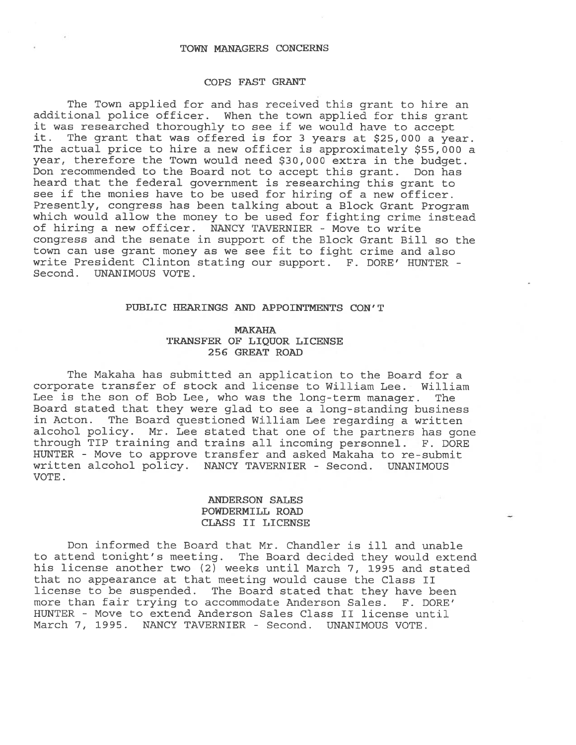## TOWN MANAGERS CONCERNS

### COPS FAST GRANT

The Town applied for and has received this grant to hire an additional police officer. When the town applied for this grant it was researched thoroughly to see if we would have to accept it. The grant that was offered is for 3 years at $25,000 a year. The actual price to hire a new officer is approximately $55,000 a year, therefore the Town would need $30,000 extra in the budget. Don recommended to the Board not to accept this grant. Don has heard that the federal government is researching this grant to see if the monies have to be used for hiring of a new officer. Presently, congress has been talking about a Block Grant Program which would allow the money to be used for fighting crime instead of hiring a new officer. NANCY TAVERNIER - Move to write congress and the senate in support of the Block Grant Bill so the town can use grant money as we see fit to fight crime and also write President Clinton stating our support. F. DORE' HUNTER - Second. UNANIMOUS VOTE.

## PUBLIC HEARINGS AND APPOINTMENTS CON'T

### MAKAHA
### TRANSFER OF LIQUOR LICENSE
### 256 GREAT ROAD

The Makaha has submitted an application to the Board for a corporate transfer of stock and license to William Lee. William Lee is the son of Bob Lee, who was the long-term manager. The Board stated that they were glad to see a long-standing business in Acton. The Board questioned William Lee regarding a written alcohol policy. Mr. Lee stated that one of the partners has gone through TIP training and trains all incoming personnel. F. DORE HUNTER - Move to approve transfer and asked Makaha to re-submit written alcohol policy. NANCY TAVERNIER - Second. UNANIMOUS VOTE.

### ANDERSON SALES
### POWDERMILL ROAD
### CLASS II LICENSE

Don informed the Board that Mr. Chandler is ill and unable to attend tonight's meeting. The Board decided they would extend his license another two (2) weeks until March 7, 1995 and stated that no appearance at that meeting would cause the Class II license to be suspended. The Board stated that they have been more than fair trying to accommodate Anderson Sales. F. DORE' HUNTER - Move to extend Anderson Sales Class II license until March 7, 1995. NANCY TAVERNIER - Second. UNANIMOUS VOTE.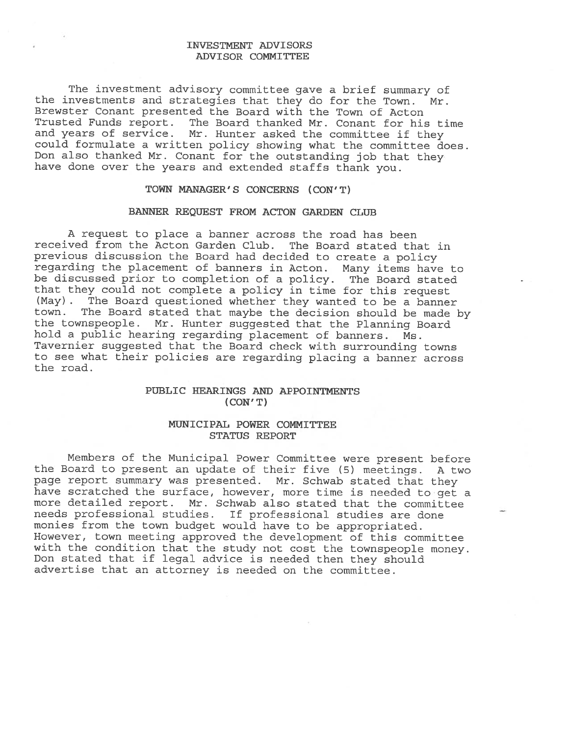## INVESTMENT ADVISORS ADVISOR COMMITTEE

The investment advisory committee gave a brief summary of the investments and strategies that they do for the Town. Mr. Brewster Conant presented the Board with the Town of Acton Trusted Funds report. The Board thanked Mr. Conant for his time and years of service. Mr. Hunter asked the committee if they could formulate a written policy showing what the committee does. Don also thanked Mr. Conant for the outstanding job that they have done over the years and extended staffs thank you.

## TOWN MANAGER'S CONCERNS (CON'T)

### BANNER REQUEST FROM ACTON GARDEN CLUB

A request to place a banner across the road has been received from the Acton Garden Club. The Board stated that in previous discussion the Board had decided to create a policy regarding the placement of banners in Acton. Many items have to be discussed prior to completion of a policy. The Board stated that they could not complete a policy in time for this request (May). The Board questioned whether they wanted to be a banner town. The Board stated that maybe the decision should be made by the townspeople. Mr. Hunter suggested that the Planning Board hold a public hearing regarding placement of banners. Ms. Tavernier suggested that the Board check with surrounding towns to see what their policies are regarding placing a banner across the road.

## PUBLIC HEARINGS AND APPOINTMENTS (CON'T)

### MUNICIPAL POWER COMMITTEE STATUS REPORT

Members of the Municipal Power Committee were present before the Board to present an update of their five (5) meetings. A two page report summary was presented. Mr. Schwab stated that they have scratched the surface, however, more time is needed to get a more detailed report. Mr. Schwab also stated that the committee needs professional studies. If professional studies are done monies from the town budget would have to be appropriated. However, town meeting approved the development of this committee with the condition that the study not cost the townspeople money. Don stated that if legal advice is needed then they should advertise that an attorney is needed on the committee.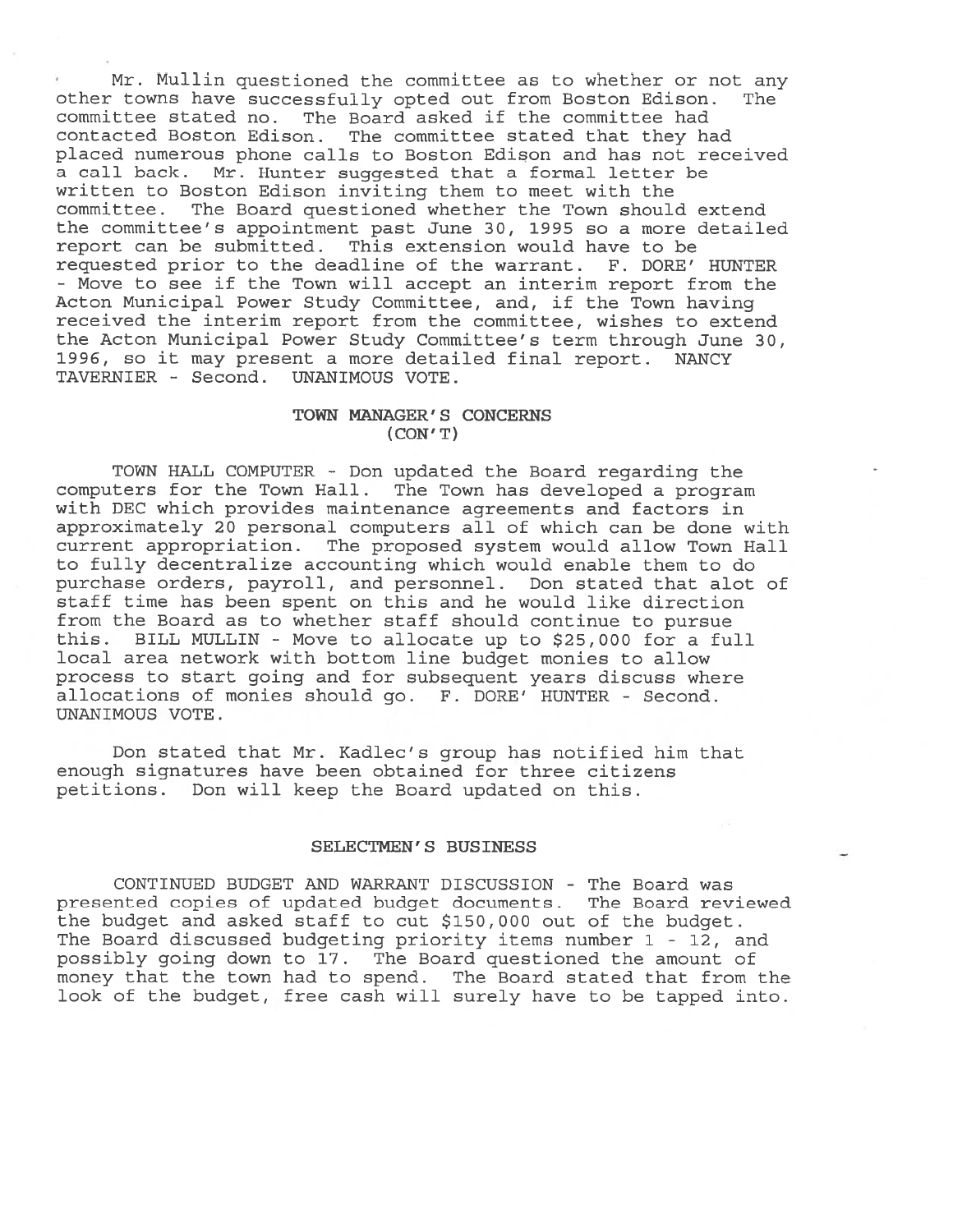Mr. Mullin questioned the committee as to whether or not any other towns have successfully opted out from Boston Edison. The committee stated no. The Board asked if the committee had contacted Boston Edison. The committee stated that they had placed numerous phone calls to Boston Edison and has not received a call back. Mr. Hunter suggested that a formal letter be written to Boston Edison inviting them to meet with the committee. The Board questioned whether the Town should extend the committee's appointment past June 30, 1995 so a more detailed report can be submitted. This extension would have to be requested prior to the deadline of the warrant. F. DORE' HUNTER - Move to see if the Town will accept an interim report from the Acton Municipal Power Study Committee, and, if the Town having received the interim report from the committee, wishes to extend the Acton Municipal Power Study Committee's term through June 30, 1996, so it may present a more detailed final report. NANCY TAVERNIER - Second. UNANIMOUS VOTE.

## TOWN MANAGER'S CONCERNS (CON'T)

TOWN HALL COMPUTER - Don updated the Board regarding the computers for the Town Hall. The Town has developed a program with DEC which provides maintenance agreements and factors in approximately 20 personal computers all of which can be done with current appropriation. The proposed system would allow Town Hall to fully decentralize accounting which would enable them to do purchase orders, payroll, and personnel. Don stated that alot of staff time has been spent on this and he would like direction from the Board as to whether staff should continue to pursue this. BILL MULLIN - Move to allocate up to $25,000 for a full local area network with bottom line budget monies to allow process to start going and for subsequent years discuss where allocations of monies should go. F. DORE' HUNTER - Second. UNANIMOUS VOTE.

Don stated that Mr. Kadlec's group has notified him that enough signatures have been obtained for three citizens petitions. Don will keep the Board updated on this.

## SELECTMEN'S BUSINESS

CONTINUED BUDGET AND WARRANT DISCUSSION - The Board was presented copies of updated budget documents. The Board reviewed the budget and asked staff to cut $150,000 out of the budget. The Board discussed budgeting priority items number 1 - 12, and possibly going down to 17. The Board questioned the amount of money that the town had to spend. The Board stated that from the look of the budget, free cash will surely have to be tapped into.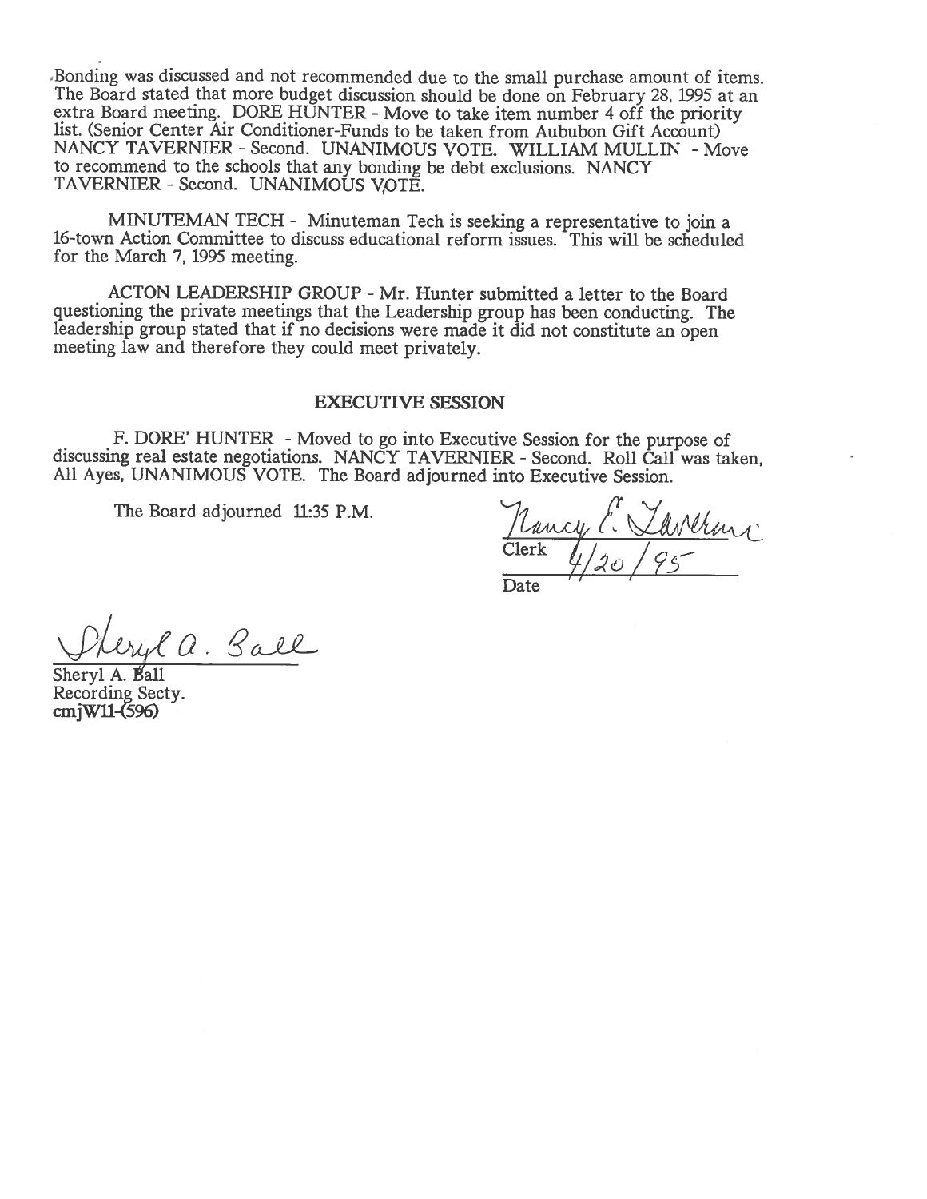Bonding was discussed and not recommended due to the small purchase amount of items. The Board stated that more budget discussion should be done on February 28, 1995 at an extra Board meeting. DORE HUNTER - Move to take item number 4 off the priority list. (Senior Center Air Conditioner-Funds to be taken from Aububon Gift Account) NANCY TAVERNIER - Second. UNANIMOUS VOTE. WILLIAM MULLIN - Move to recommend to the schools that any bonding be debt exclusions. NANCY TAVERNIER - Second. UNANIMOUS VOTE.

MINUTEMAN TECH - Minuteman Tech is seeking a representative to join a 16-town Action Committee to discuss educational reform issues. This will be scheduled for the March 7, 1995 meeting.

ACTON LEADERSHIP GROUP - Mr. Hunter submitted a letter to the Board questioning the private meetings that the Leadership group has been conducting. The leadership group stated that if no decisions were made it did not constitute an open meeting law and therefore they could meet privately.

## EXECUTIVE SESSION

F. DORE' HUNTER - Moved to go into Executive Session for the purpose of discussing real estate negotiations. NANCY TAVERNIER - Second. Roll Call was taken, All Ayes, UNANIMOUS VOTE. The Board adjourned into Executive Session.

The Board adjourned 11:35 P.M.

Nancy E. Tavernier
Clerk

4/20/95
Date

Sheryl A. Ball
Sheryl A. Ball
Recording Secty.
**cmjW11-(596)**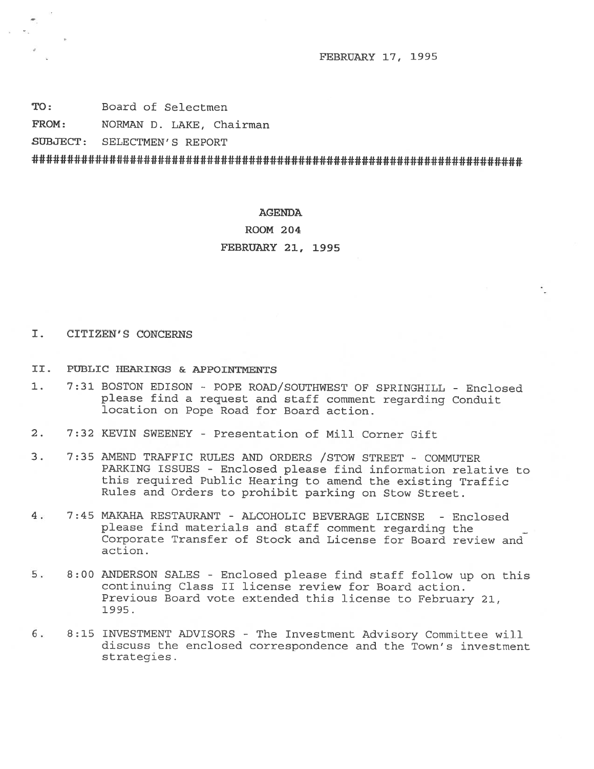FEBRUARY 17, 1995

**TO:** Board of Selectmen

**FROM:** NORMAN D. LAKE, Chairman

**SUBJECT:** SELECTMEN'S REPORT

########################################################################

**AGENDA**

**ROOM 204**

**FEBRUARY 21, 1995**

I. CITIZEN'S CONCERNS

II. PUBLIC HEARINGS & APPOINTMENTS

1. 7:31 BOSTON EDISON - POPE ROAD/SOUTHWEST OF SPRINGHILL - Enclosed please find a request and staff comment regarding Conduit location on Pope Road for Board action.

2. 7:32 KEVIN SWEENEY - Presentation of Mill Corner Gift

3. 7:35 AMEND TRAFFIC RULES AND ORDERS /STOW STREET - COMMUTER PARKING ISSUES - Enclosed please find information relative to this required Public Hearing to amend the existing Traffic Rules and Orders to prohibit parking on Stow Street.

4. 7:45 MAKAHA RESTAURANT - ALCOHOLIC BEVERAGE LICENSE - Enclosed please find materials and staff comment regarding the Corporate Transfer of Stock and License for Board review and action.

5. 8:00 ANDERSON SALES - Enclosed please find staff follow up on this continuing Class II license review for Board action. Previous Board vote extended this license to February 21, 1995.

6. 8:15 INVESTMENT ADVISORS - The Investment Advisory Committee will discuss the enclosed correspondence and the Town's investment strategies.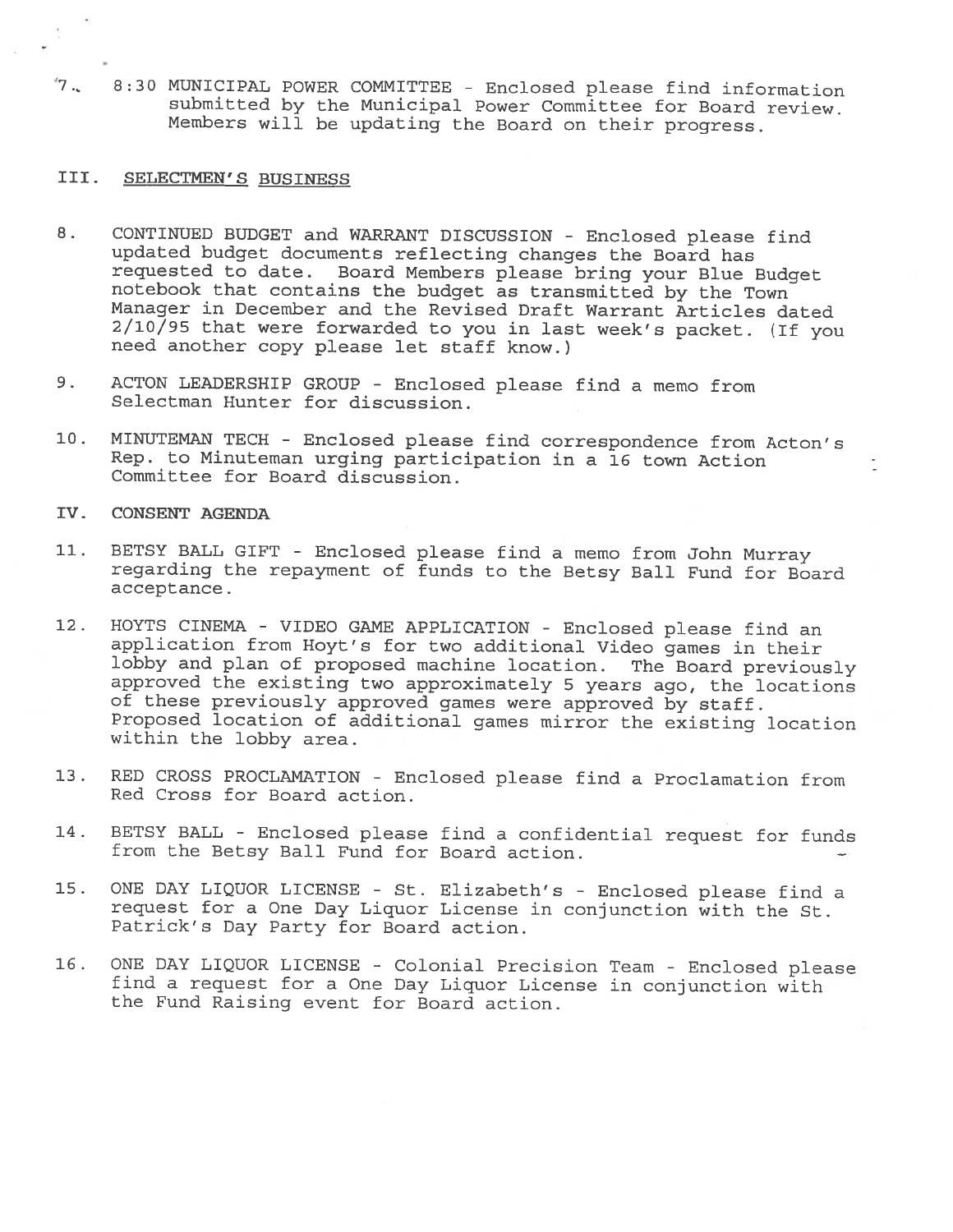7. 8:30 MUNICIPAL POWER COMMITTEE - Enclosed please find information submitted by the Municipal Power Committee for Board review. Members will be updating the Board on their progress.

## III. SELECTMEN'S BUSINESS

8. CONTINUED BUDGET and WARRANT DISCUSSION - Enclosed please find updated budget documents reflecting changes the Board has requested to date. Board Members please bring your Blue Budget notebook that contains the budget as transmitted by the Town Manager in December and the Revised Draft Warrant Articles dated 2/10/95 that were forwarded to you in last week's packet. (If you need another copy please let staff know.)

9. ACTON LEADERSHIP GROUP - Enclosed please find a memo from Selectman Hunter for discussion.

10. MINUTEMAN TECH - Enclosed please find correspondence from Acton's Rep. to Minuteman urging participation in a 16 town Action Committee for Board discussion.

## IV. CONSENT AGENDA

11. BETSY BALL GIFT - Enclosed please find a memo from John Murray regarding the repayment of funds to the Betsy Ball Fund for Board acceptance.

12. HOYTS CINEMA - VIDEO GAME APPLICATION - Enclosed please find an application from Hoyt's for two additional Video games in their lobby and plan of proposed machine location. The Board previously approved the existing two approximately 5 years ago, the locations of these previously approved games were approved by staff. Proposed location of additional games mirror the existing location within the lobby area.

13. RED CROSS PROCLAMATION - Enclosed please find a Proclamation from Red Cross for Board action.

14. BETSY BALL - Enclosed please find a confidential request for funds from the Betsy Ball Fund for Board action.

15. ONE DAY LIQUOR LICENSE - St. Elizabeth's - Enclosed please find a request for a One Day Liquor License in conjunction with the St. Patrick's Day Party for Board action.

16. ONE DAY LIQUOR LICENSE - Colonial Precision Team - Enclosed please find a request for a One Day Liquor License in conjunction with the Fund Raising event for Board action.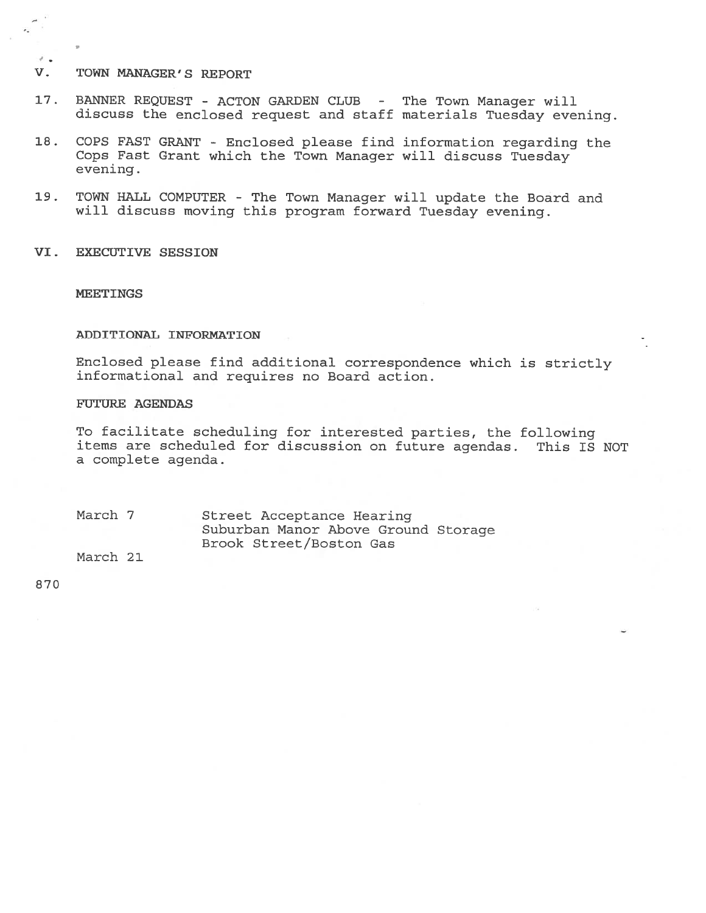## V. TOWN MANAGER'S REPORT

17. BANNER REQUEST - ACTON GARDEN CLUB - The Town Manager will discuss the enclosed request and staff materials Tuesday evening.

18. COPS FAST GRANT - Enclosed please find information regarding the Cops Fast Grant which the Town Manager will discuss Tuesday evening.

19. TOWN HALL COMPUTER - The Town Manager will update the Board and will discuss moving this program forward Tuesday evening.

## VI. EXECUTIVE SESSION

MEETINGS

ADDITIONAL INFORMATION

Enclosed please find additional correspondence which is strictly informational and requires no Board action.

FUTURE AGENDAS

To facilitate scheduling for interested parties, the following items are scheduled for discussion on future agendas. This IS NOT a complete agenda.

March 7 — Street Acceptance Hearing
Suburban Manor Above Ground Storage
Brook Street/Boston Gas

March 21

870